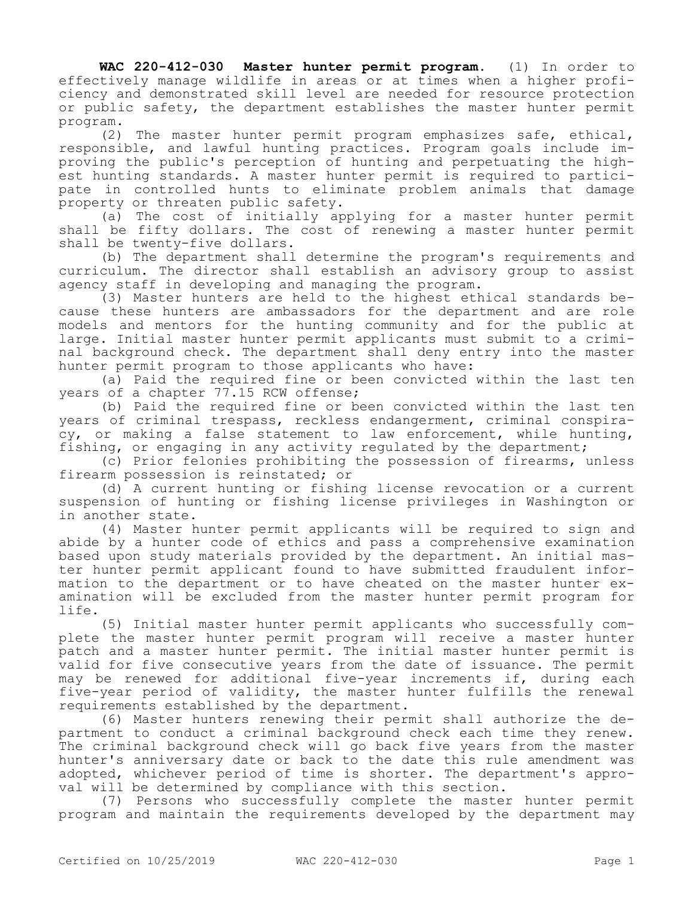**WAC 220-412-030 Master hunter permit program.** (1) In order to effectively manage wildlife in areas or at times when a higher proficiency and demonstrated skill level are needed for resource protection or public safety, the department establishes the master hunter permit program.

(2) The master hunter permit program emphasizes safe, ethical, responsible, and lawful hunting practices. Program goals include improving the public's perception of hunting and perpetuating the highest hunting standards. A master hunter permit is required to participate in controlled hunts to eliminate problem animals that damage property or threaten public safety.

(a) The cost of initially applying for a master hunter permit shall be fifty dollars. The cost of renewing a master hunter permit shall be twenty-five dollars.

(b) The department shall determine the program's requirements and curriculum. The director shall establish an advisory group to assist agency staff in developing and managing the program.

(3) Master hunters are held to the highest ethical standards because these hunters are ambassadors for the department and are role models and mentors for the hunting community and for the public at large. Initial master hunter permit applicants must submit to a criminal background check. The department shall deny entry into the master hunter permit program to those applicants who have:

(a) Paid the required fine or been convicted within the last ten years of a chapter 77.15 RCW offense;

(b) Paid the required fine or been convicted within the last ten years of criminal trespass, reckless endangerment, criminal conspiracy, or making a false statement to law enforcement, while hunting, fishing, or engaging in any activity regulated by the department;

(c) Prior felonies prohibiting the possession of firearms, unless firearm possession is reinstated; or

(d) A current hunting or fishing license revocation or a current suspension of hunting or fishing license privileges in Washington or in another state.

(4) Master hunter permit applicants will be required to sign and abide by a hunter code of ethics and pass a comprehensive examination based upon study materials provided by the department. An initial master hunter permit applicant found to have submitted fraudulent information to the department or to have cheated on the master hunter examination will be excluded from the master hunter permit program for life.

(5) Initial master hunter permit applicants who successfully complete the master hunter permit program will receive a master hunter patch and a master hunter permit. The initial master hunter permit is valid for five consecutive years from the date of issuance. The permit may be renewed for additional five-year increments if, during each five-year period of validity, the master hunter fulfills the renewal requirements established by the department.

(6) Master hunters renewing their permit shall authorize the department to conduct a criminal background check each time they renew. The criminal background check will go back five years from the master hunter's anniversary date or back to the date this rule amendment was adopted, whichever period of time is shorter. The department's approval will be determined by compliance with this section.

(7) Persons who successfully complete the master hunter permit program and maintain the requirements developed by the department may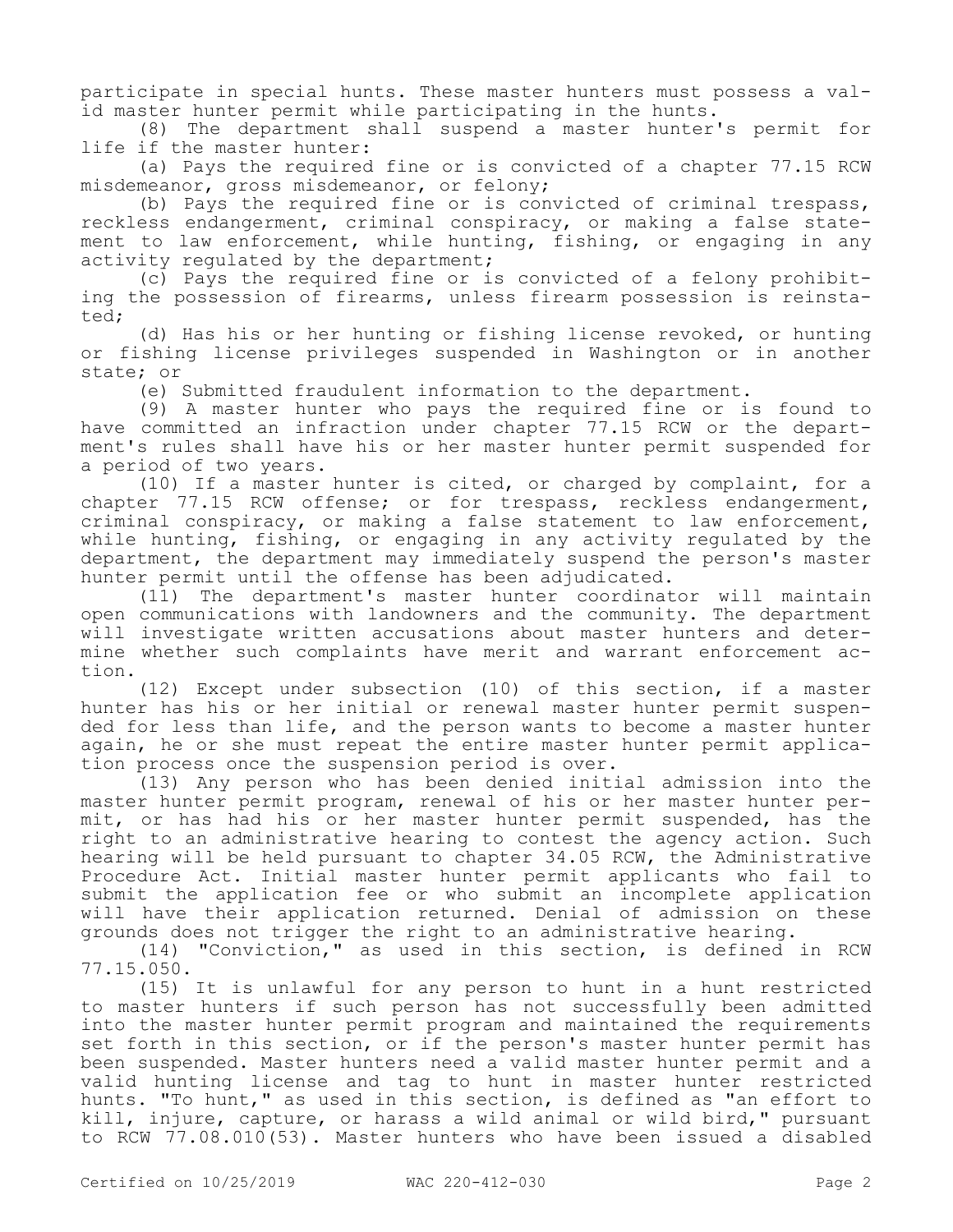participate in special hunts. These master hunters must possess a valid master hunter permit while participating in the hunts.

(8) The department shall suspend a master hunter's permit for life if the master hunter:

(a) Pays the required fine or is convicted of a chapter 77.15 RCW misdemeanor, gross misdemeanor, or felony;

(b) Pays the required fine or is convicted of criminal trespass, reckless endangerment, criminal conspiracy, or making a false statement to law enforcement, while hunting, fishing, or engaging in any activity regulated by the department;

(c) Pays the required fine or is convicted of a felony prohibiting the possession of firearms, unless firearm possession is reinstated;

(d) Has his or her hunting or fishing license revoked, or hunting or fishing license privileges suspended in Washington or in another state; or

(e) Submitted fraudulent information to the department.

(9) A master hunter who pays the required fine or is found to have committed an infraction under chapter 77.15 RCW or the department's rules shall have his or her master hunter permit suspended for a period of two years.

(10) If a master hunter is cited, or charged by complaint, for a chapter 77.15 RCW offense; or for trespass, reckless endangerment, criminal conspiracy, or making a false statement to law enforcement, while hunting, fishing, or engaging in any activity regulated by the department, the department may immediately suspend the person's master hunter permit until the offense has been adjudicated.

(11) The department's master hunter coordinator will maintain open communications with landowners and the community. The department will investigate written accusations about master hunters and determine whether such complaints have merit and warrant enforcement action.

(12) Except under subsection (10) of this section, if a master hunter has his or her initial or renewal master hunter permit suspended for less than life, and the person wants to become a master hunter again, he or she must repeat the entire master hunter permit application process once the suspension period is over.

(13) Any person who has been denied initial admission into the master hunter permit program, renewal of his or her master hunter permit, or has had his or her master hunter permit suspended, has the right to an administrative hearing to contest the agency action. Such hearing will be held pursuant to chapter 34.05 RCW, the Administrative Procedure Act. Initial master hunter permit applicants who fail to submit the application fee or who submit an incomplete application will have their application returned. Denial of admission on these grounds does not trigger the right to an administrative hearing.

(14) "Conviction," as used in this section, is defined in RCW 77.15.050.

(15) It is unlawful for any person to hunt in a hunt restricted to master hunters if such person has not successfully been admitted into the master hunter permit program and maintained the requirements set forth in this section, or if the person's master hunter permit has been suspended. Master hunters need a valid master hunter permit and a valid hunting license and tag to hunt in master hunter restricted hunts. "To hunt," as used in this section, is defined as "an effort to kill, injure, capture, or harass a wild animal or wild bird," pursuant to RCW 77.08.010(53). Master hunters who have been issued a disabled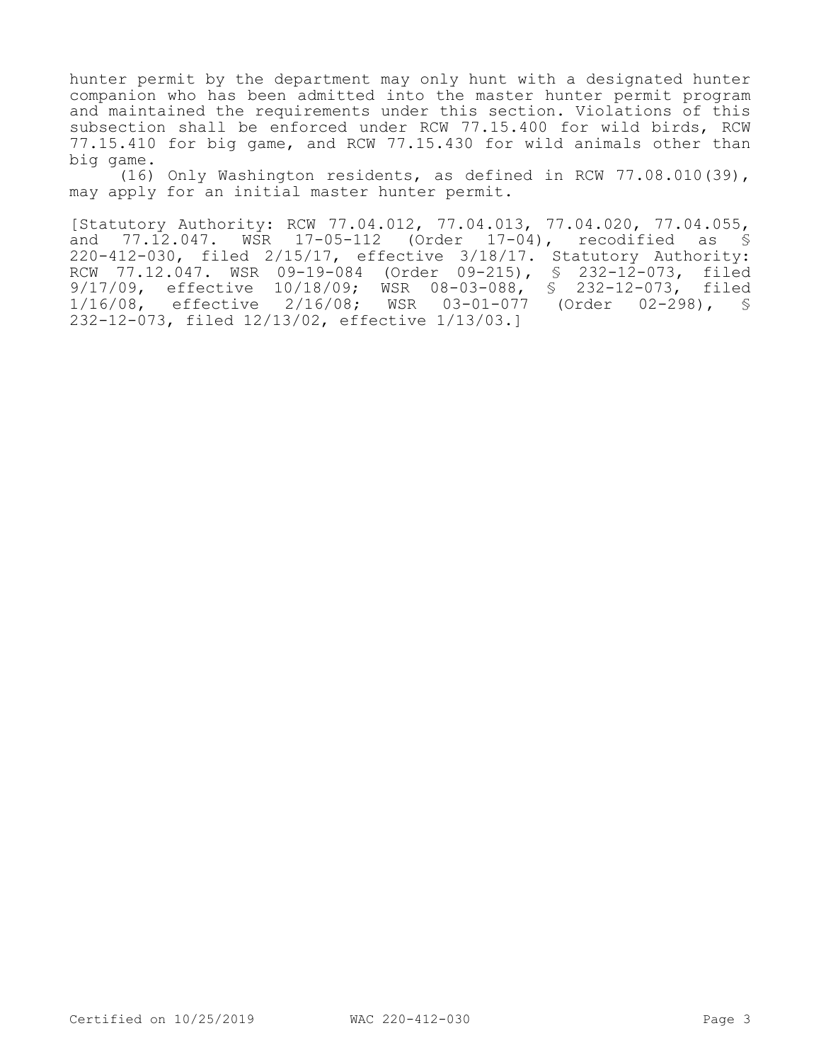hunter permit by the department may only hunt with a designated hunter companion who has been admitted into the master hunter permit program and maintained the requirements under this section. Violations of this subsection shall be enforced under RCW 77.15.400 for wild birds, RCW 77.15.410 for big game, and RCW 77.15.430 for wild animals other than big game.

(16) Only Washington residents, as defined in RCW 77.08.010(39), may apply for an initial master hunter permit.

[Statutory Authority: RCW 77.04.012, 77.04.013, 77.04.020, 77.04.055, and 77.12.047. WSR 17-05-112 (Order 17-04), recodified as § 220-412-030, filed 2/15/17, effective 3/18/17. Statutory Authority: RCW 77.12.047. WSR 09-19-084 (Order 09-215), § 232-12-073, filed 9/17/09, effective 10/18/09; WSR 08-03-088, § 232-12-073, filed 1/16/08, effective 2/16/08; WSR 03-01-077 (Order 02-298), § 232-12-073, filed 12/13/02, effective 1/13/03.]